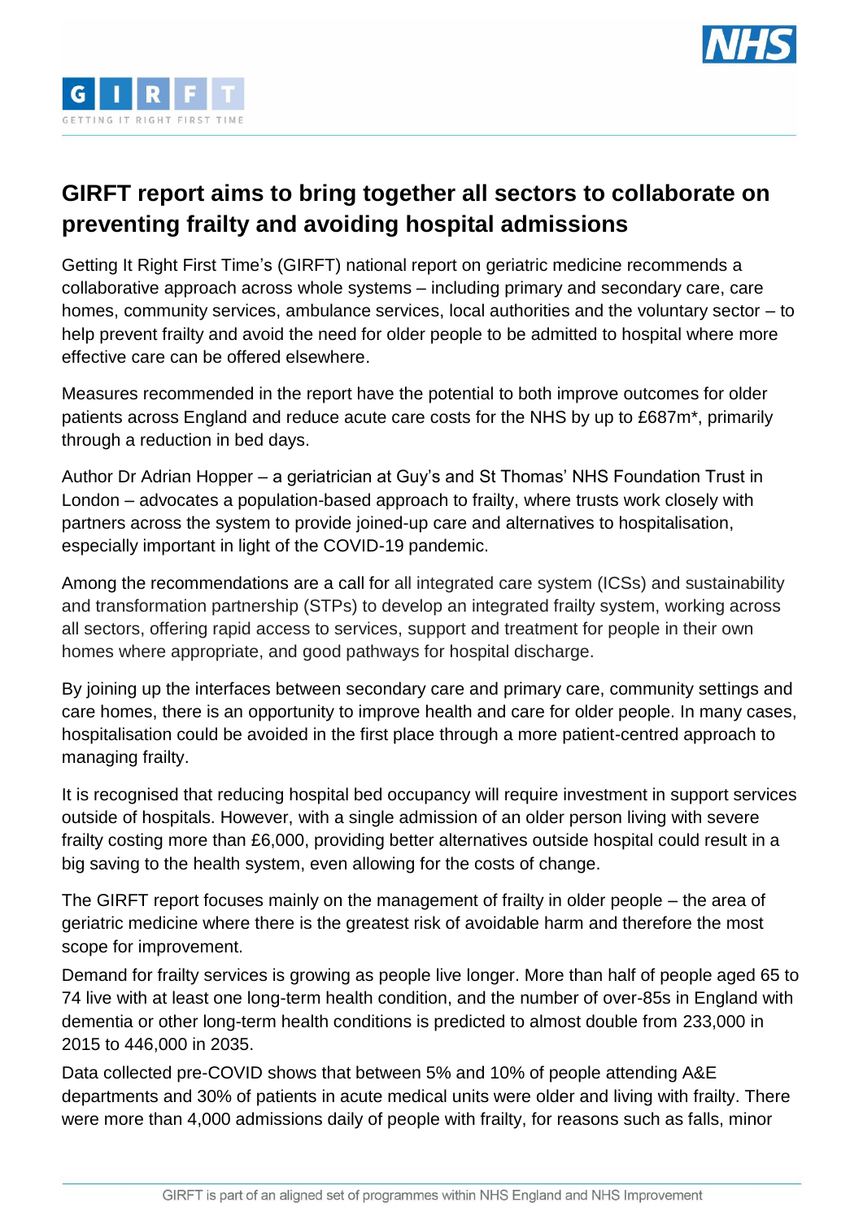# GIRFT report aims to bring together all sectors to collaborate on preventing frailty and avoiding hospital admissions

Getting It Right First Time's (GIRFT) national report on geriatric medicine recommends a collaborative approach across whole systems – including primary and secondary care, care homes, community services, ambulance services, local authorities and the voluntary sector – to help prevent frailty and avoid the need for older people to be admitted to hospital where more effective care can be offered elsewhere.

Measures recommended in the report have the potential to both improve outcomes for older patients across England and reduce acute care costs for the NHS by up to £687m*, primarily through a reduction in bed days.

Author Dr Adrian Hopper – a geriatrician at Guy's and St Thomas' NHS Foundation Trust in London – advocates a population-based approach to frailty, where trusts work closely with partners across the system to provide joined-up care and alternatives to hospitalisation, especially important in light of the COVID-19 pandemic.

Among the recommendations are a call for all integrated care system (ICSs) and sustainability and transformation partnership (STPs) to develop an integrated frailty system, working across all sectors, offering rapid access to services, support and treatment for people in their own homes where appropriate, and good pathways for hospital discharge.

By joining up the interfaces between secondary care and primary care, community settings and care homes, there is an opportunity to improve health and care for older people. In many cases, hospitalisation could be avoided in the first place through a more patient-centred approach to managing frailty.

It is recognised that reducing hospital bed occupancy will require investment in support services outside of hospitals. However, with a single admission of an older person living with severe frailty costing more than £6,000, providing better alternatives outside hospital could result in a big saving to the health system, even allowing for the costs of change.

The GIRFT report focuses mainly on the management of frailty in older people – the area of geriatric medicine where there is the greatest risk of avoidable harm and therefore the most scope for improvement.

Demand for frailty services is growing as people live longer. More than half of people aged 65 to 74 live with at least one long-term health condition, and the number of over-85s in England with dementia or other long-term health conditions is predicted to almost double from 233,000 in 2015 to 446,000 in 2035.

Data collected pre-COVID shows that between 5% and 10% of people attending A&E departments and 30% of patients in acute medical units were older and living with frailty. There were more than 4,000 admissions daily of people with frailty, for reasons such as falls, minor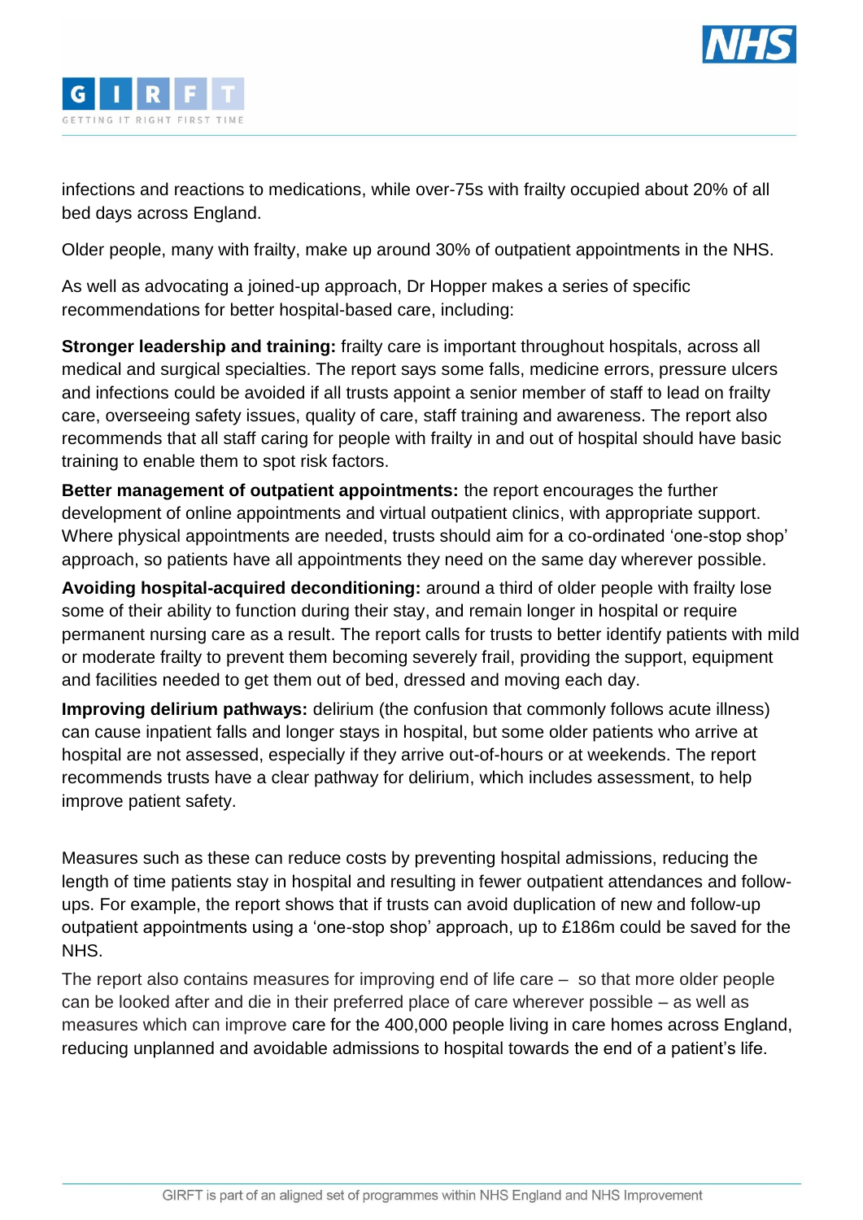infections and reactions to medications, while over-75s with frailty occupied about 20% of all bed days across England.

Older people, many with frailty, make up around 30% of outpatient appointments in the NHS.

As well as advocating a joined-up approach, Dr Hopper makes a series of specific recommendations for better hospital-based care, including:

**Stronger leadership and training:** frailty care is important throughout hospitals, across all medical and surgical specialties. The report says some falls, medicine errors, pressure ulcers and infections could be avoided if all trusts appoint a senior member of staff to lead on frailty care, overseeing safety issues, quality of care, staff training and awareness. The report also recommends that all staff caring for people with frailty in and out of hospital should have basic training to enable them to spot risk factors.

**Better management of outpatient appointments:** the report encourages the further development of online appointments and virtual outpatient clinics, with appropriate support. Where physical appointments are needed, trusts should aim for a co-ordinated 'one-stop shop' approach, so patients have all appointments they need on the same day wherever possible.

**Avoiding hospital-acquired deconditioning:** around a third of older people with frailty lose some of their ability to function during their stay, and remain longer in hospital or require permanent nursing care as a result. The report calls for trusts to better identify patients with mild or moderate frailty to prevent them becoming severely frail, providing the support, equipment and facilities needed to get them out of bed, dressed and moving each day.

**Improving delirium pathways:** delirium (the confusion that commonly follows acute illness) can cause inpatient falls and longer stays in hospital, but some older patients who arrive at hospital are not assessed, especially if they arrive out-of-hours or at weekends. The report recommends trusts have a clear pathway for delirium, which includes assessment, to help improve patient safety.

Measures such as these can reduce costs by preventing hospital admissions, reducing the length of time patients stay in hospital and resulting in fewer outpatient attendances and follow-ups. For example, the report shows that if trusts can avoid duplication of new and follow-up outpatient appointments using a 'one-stop shop' approach, up to £186m could be saved for the NHS.

The report also contains measures for improving end of life care – so that more older people can be looked after and die in their preferred place of care wherever possible – as well as measures which can improve care for the 400,000 people living in care homes across England, reducing unplanned and avoidable admissions to hospital towards the end of a patient's life.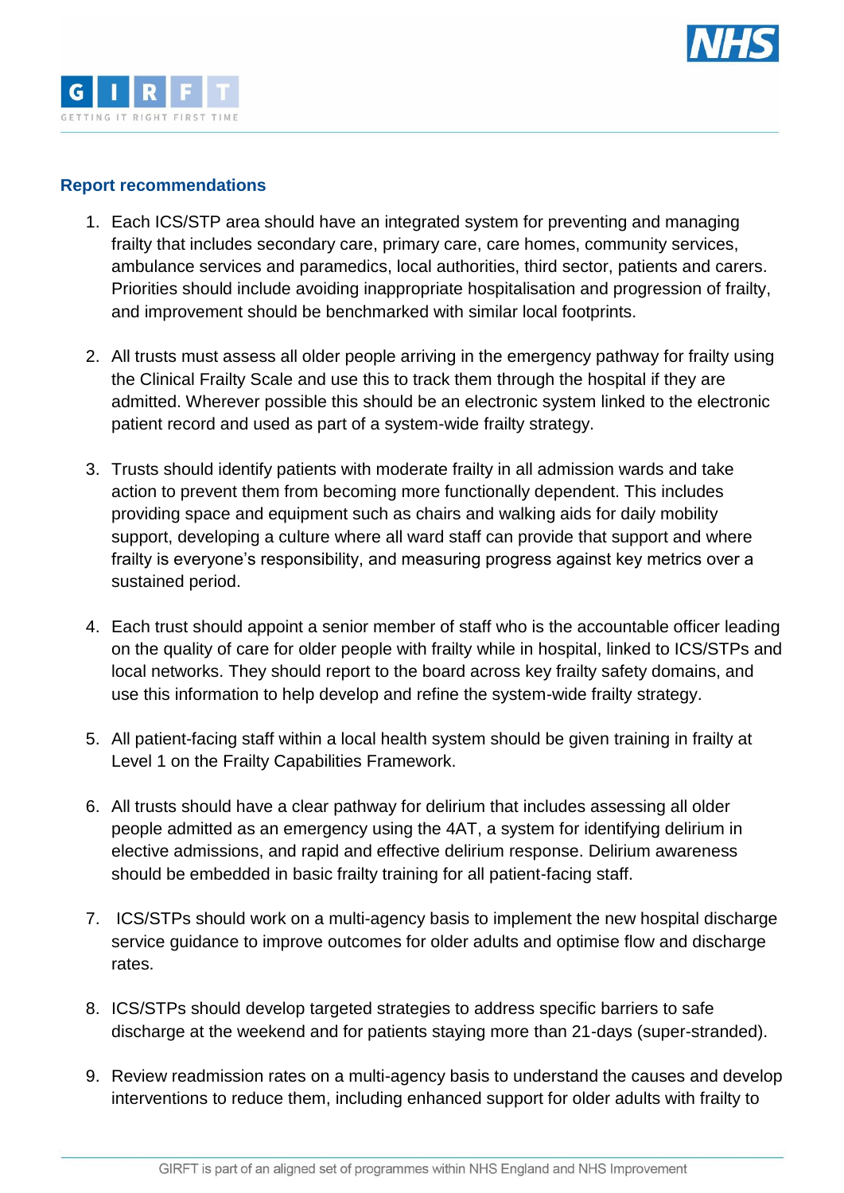## Report recommendations

1. Each ICS/STP area should have an integrated system for preventing and managing frailty that includes secondary care, primary care, care homes, community services, ambulance services and paramedics, local authorities, third sector, patients and carers. Priorities should include avoiding inappropriate hospitalisation and progression of frailty, and improvement should be benchmarked with similar local footprints.

2. All trusts must assess all older people arriving in the emergency pathway for frailty using the Clinical Frailty Scale and use this to track them through the hospital if they are admitted. Wherever possible this should be an electronic system linked to the electronic patient record and used as part of a system-wide frailty strategy.

3. Trusts should identify patients with moderate frailty in all admission wards and take action to prevent them from becoming more functionally dependent. This includes providing space and equipment such as chairs and walking aids for daily mobility support, developing a culture where all ward staff can provide that support and where frailty is everyone's responsibility, and measuring progress against key metrics over a sustained period.

4. Each trust should appoint a senior member of staff who is the accountable officer leading on the quality of care for older people with frailty while in hospital, linked to ICS/STPs and local networks. They should report to the board across key frailty safety domains, and use this information to help develop and refine the system-wide frailty strategy.

5. All patient-facing staff within a local health system should be given training in frailty at Level 1 on the Frailty Capabilities Framework.

6. All trusts should have a clear pathway for delirium that includes assessing all older people admitted as an emergency using the 4AT, a system for identifying delirium in elective admissions, and rapid and effective delirium response. Delirium awareness should be embedded in basic frailty training for all patient-facing staff.

7. ICS/STPs should work on a multi-agency basis to implement the new hospital discharge service guidance to improve outcomes for older adults and optimise flow and discharge rates.

8. ICS/STPs should develop targeted strategies to address specific barriers to safe discharge at the weekend and for patients staying more than 21-days (super-stranded).

9. Review readmission rates on a multi-agency basis to understand the causes and develop interventions to reduce them, including enhanced support for older adults with frailty to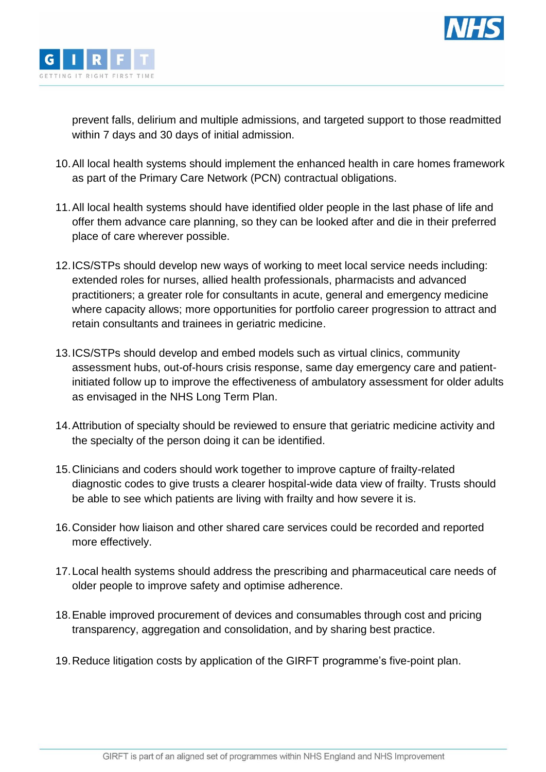prevent falls, delirium and multiple admissions, and targeted support to those readmitted within 7 days and 30 days of initial admission.

10. All local health systems should implement the enhanced health in care homes framework as part of the Primary Care Network (PCN) contractual obligations.

11. All local health systems should have identified older people in the last phase of life and offer them advance care planning, so they can be looked after and die in their preferred place of care wherever possible.

12. ICS/STPs should develop new ways of working to meet local service needs including: extended roles for nurses, allied health professionals, pharmacists and advanced practitioners; a greater role for consultants in acute, general and emergency medicine where capacity allows; more opportunities for portfolio career progression to attract and retain consultants and trainees in geriatric medicine.

13. ICS/STPs should develop and embed models such as virtual clinics, community assessment hubs, out-of-hours crisis response, same day emergency care and patient-initiated follow up to improve the effectiveness of ambulatory assessment for older adults as envisaged in the NHS Long Term Plan.

14. Attribution of specialty should be reviewed to ensure that geriatric medicine activity and the specialty of the person doing it can be identified.

15. Clinicians and coders should work together to improve capture of frailty-related diagnostic codes to give trusts a clearer hospital-wide data view of frailty. Trusts should be able to see which patients are living with frailty and how severe it is.

16. Consider how liaison and other shared care services could be recorded and reported more effectively.

17. Local health systems should address the prescribing and pharmaceutical care needs of older people to improve safety and optimise adherence.

18. Enable improved procurement of devices and consumables through cost and pricing transparency, aggregation and consolidation, and by sharing best practice.

19. Reduce litigation costs by application of the GIRFT programme's five-point plan.